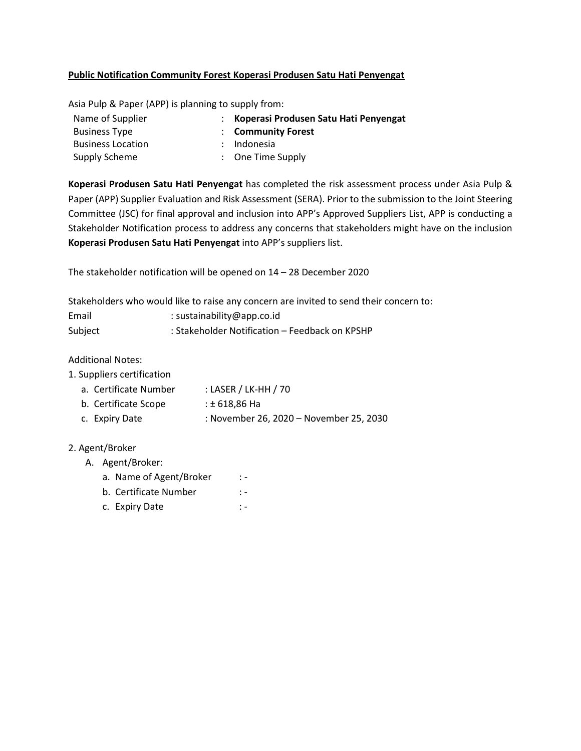**<u>Public Notification Community Forest Koperasi Produsen Satu Hati Penyengat</u>**

Asia Pulp & Paper (APP) is planning to supply from:

| | | |
|---|---|---|
| Name of Supplier | : | **Koperasi Produsen Satu Hati Penyengat** |
| Business Type | : | **Community Forest** |
| Business Location | : | Indonesia |
| Supply Scheme | : | One Time Supply |

**Koperasi Produsen Satu Hati Penyengat** has completed the risk assessment process under Asia Pulp & Paper (APP) Supplier Evaluation and Risk Assessment (SERA). Prior to the submission to the Joint Steering Committee (JSC) for final approval and inclusion into APP's Approved Suppliers List, APP is conducting a Stakeholder Notification process to address any concerns that stakeholders might have on the inclusion **Koperasi Produsen Satu Hati Penyengat** into APP's suppliers list.

The stakeholder notification will be opened on 14 – 28 December 2020

Stakeholders who would like to raise any concern are invited to send their concern to:

Email : sustainability@app.co.id
Subject : Stakeholder Notification – Feedback on KPSHP

Additional Notes:

1. Suppliers certification
   a. Certificate Number : LASER / LK-HH / 70
   b. Certificate Scope : ± 618,86 Ha
   c. Expiry Date : November 26, 2020 – November 25, 2030

2. Agent/Broker
   A. Agent/Broker:
      a. Name of Agent/Broker : -
      b. Certificate Number : -
      c. Expiry Date : -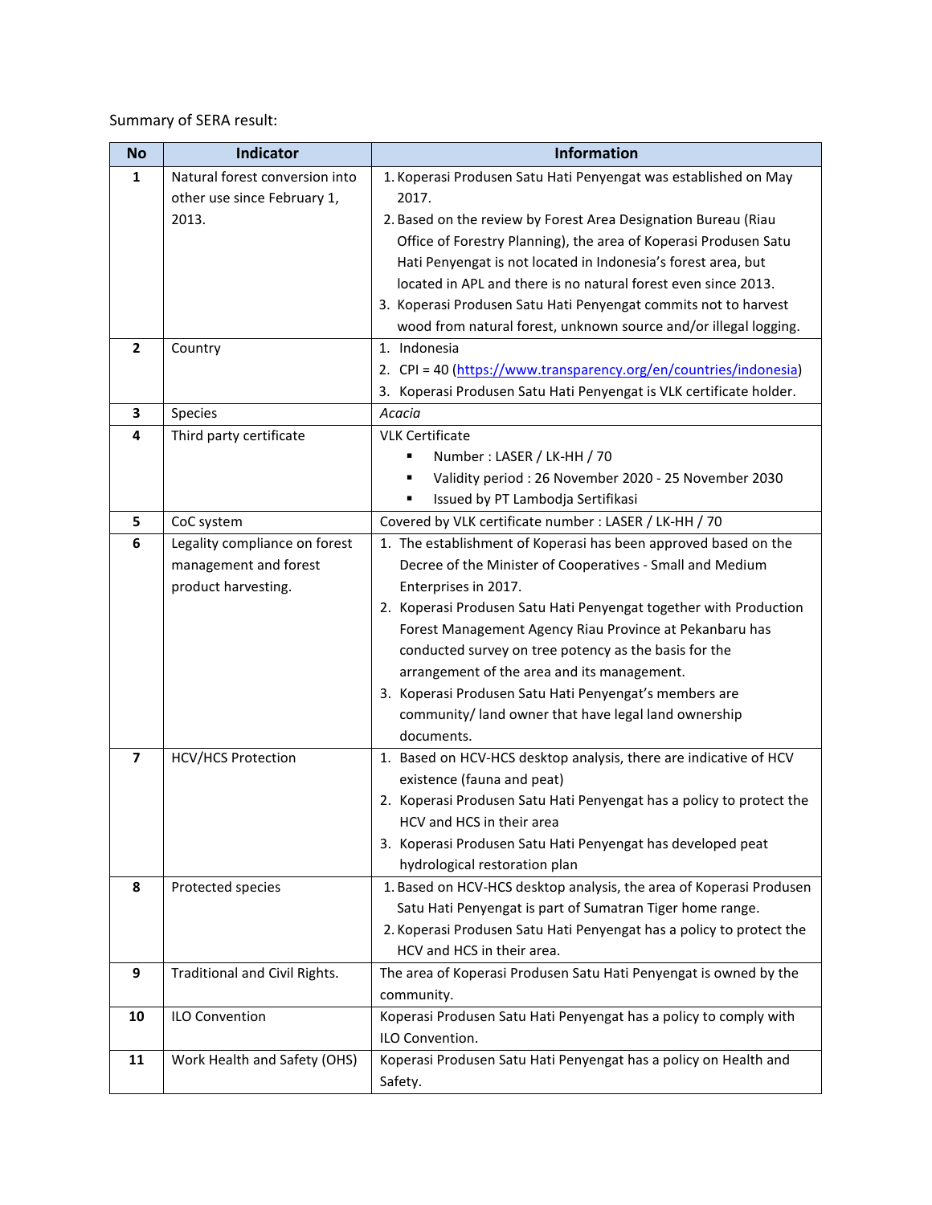Summary of SERA result:

| No | Indicator | Information |
|---|---|---|
| **1** | Natural forest conversion into other use since February 1, 2013. | 1. Koperasi Produsen Satu Hati Penyengat was established on May 2017.<br>2. Based on the review by Forest Area Designation Bureau (Riau Office of Forestry Planning), the area of Koperasi Produsen Satu Hati Penyengat is not located in Indonesia's forest area, but located in APL and there is no natural forest even since 2013.<br>3. Koperasi Produsen Satu Hati Penyengat commits not to harvest wood from natural forest, unknown source and/or illegal logging. |
| **2** | Country | 1. Indonesia<br>2. CPI = 40 ([https://www.transparency.org/en/countries/indonesia](https://www.transparency.org/en/countries/indonesia))<br>3. Koperasi Produsen Satu Hati Penyengat is VLK certificate holder. |
| **3** | Species | *Acacia* |
| **4** | Third party certificate | VLK Certificate<br>▪ Number : LASER / LK-HH / 70<br>▪ Validity period : 26 November 2020 - 25 November 2030<br>▪ Issued by PT Lambodja Sertifikasi |
| **5** | CoC system | Covered by VLK certificate number : LASER / LK-HH / 70 |
| **6** | Legality compliance on forest management and forest product harvesting. | 1. The establishment of Koperasi has been approved based on the Decree of the Minister of Cooperatives - Small and Medium Enterprises in 2017.<br>2. Koperasi Produsen Satu Hati Penyengat together with Production Forest Management Agency Riau Province at Pekanbaru has conducted survey on tree potency as the basis for the arrangement of the area and its management.<br>3. Koperasi Produsen Satu Hati Penyengat's members are community/ land owner that have legal land ownership documents. |
| **7** | HCV/HCS Protection | 1. Based on HCV-HCS desktop analysis, there are indicative of HCV existence (fauna and peat)<br>2. Koperasi Produsen Satu Hati Penyengat has a policy to protect the HCV and HCS in their area<br>3. Koperasi Produsen Satu Hati Penyengat has developed peat hydrological restoration plan |
| **8** | Protected species | 1. Based on HCV-HCS desktop analysis, the area of Koperasi Produsen Satu Hati Penyengat is part of Sumatran Tiger home range.<br>2. Koperasi Produsen Satu Hati Penyengat has a policy to protect the HCV and HCS in their area. |
| **9** | Traditional and Civil Rights. | The area of Koperasi Produsen Satu Hati Penyengat is owned by the community. |
| **10** | ILO Convention | Koperasi Produsen Satu Hati Penyengat has a policy to comply with ILO Convention. |
| **11** | Work Health and Safety (OHS) | Koperasi Produsen Satu Hati Penyengat has a policy on Health and Safety. |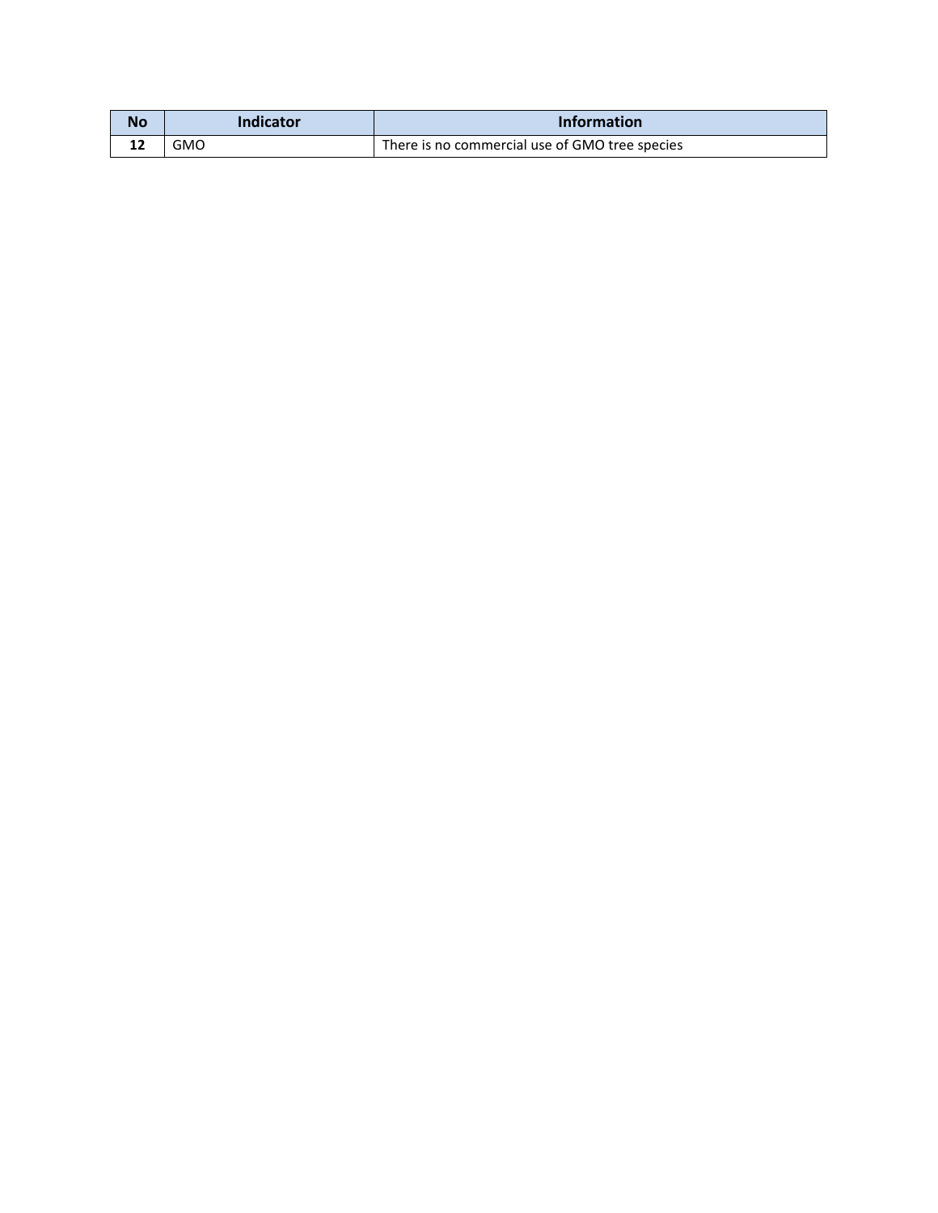| No | Indicator | Information |
|---|---|---|
| **12** | GMO | There is no commercial use of GMO tree species |